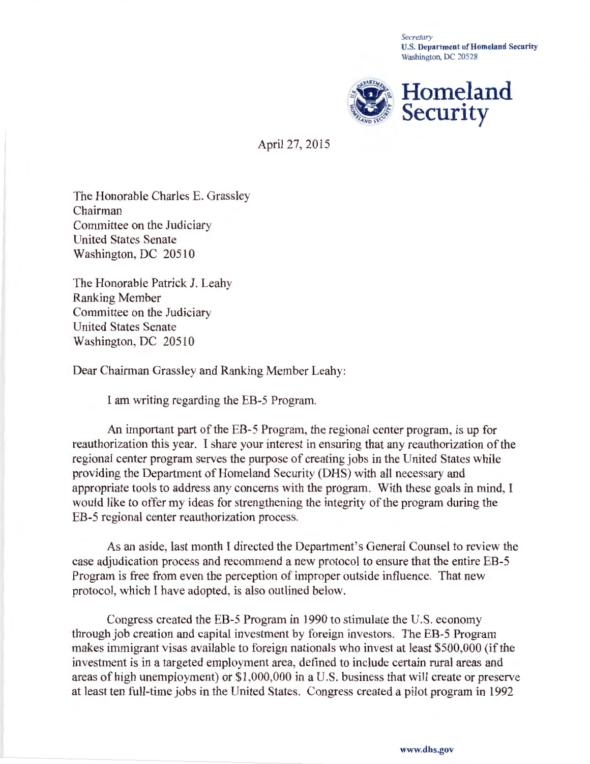*Secretary*
**U.S. Department of Homeland Security**
Washington, DC 20528

**Homeland Security**

April 27, 2015

The Honorable Charles E. Grassley
Chairman
Committee on the Judiciary
United States Senate
Washington, DC 20510

The Honorable Patrick J. Leahy
Ranking Member
Committee on the Judiciary
United States Senate
Washington, DC 20510

Dear Chairman Grassley and Ranking Member Leahy:

I am writing regarding the EB-5 Program.

An important part of the EB-5 Program, the regional center program, is up for reauthorization this year. I share your interest in ensuring that any reauthorization of the regional center program serves the purpose of creating jobs in the United States while providing the Department of Homeland Security (DHS) with all necessary and appropriate tools to address any concerns with the program. With these goals in mind, I would like to offer my ideas for strengthening the integrity of the program during the EB-5 regional center reauthorization process.

As an aside, last month I directed the Department's General Counsel to review the case adjudication process and recommend a new protocol to ensure that the entire EB-5 Program is free from even the perception of improper outside influence. That new protocol, which I have adopted, is also outlined below.

Congress created the EB-5 Program in 1990 to stimulate the U.S. economy through job creation and capital investment by foreign investors. The EB-5 Program makes immigrant visas available to foreign nationals who invest at least $500,000 (if the investment is in a targeted employment area, defined to include certain rural areas and areas of high unemployment) or $1,000,000 in a U.S. business that will create or preserve at least ten full-time jobs in the United States. Congress created a pilot program in 1992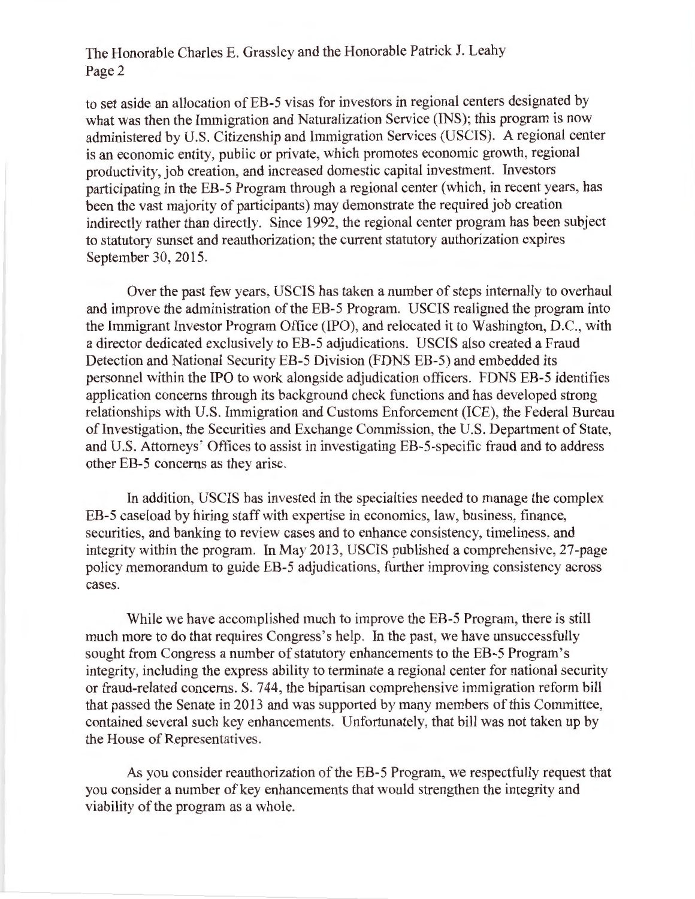to set aside an allocation of EB-5 visas for investors in regional centers designated by what was then the Immigration and Naturalization Service (INS); this program is now administered by U.S. Citizenship and Immigration Services (USCIS). A regional center is an economic entity, public or private, which promotes economic growth, regional productivity, job creation, and increased domestic capital investment. Investors participating in the EB-5 Program through a regional center (which, in recent years, has been the vast majority of participants) may demonstrate the required job creation indirectly rather than directly. Since 1992, the regional center program has been subject to statutory sunset and reauthorization; the current statutory authorization expires September 30, 2015.

Over the past few years, USCIS has taken a number of steps internally to overhaul and improve the administration of the EB-5 Program. USCIS realigned the program into the Immigrant Investor Program Office (IPO), and relocated it to Washington, D.C., with a director dedicated exclusively to EB-5 adjudications. USCIS also created a Fraud Detection and National Security EB-5 Division (FDNS EB-5) and embedded its personnel within the IPO to work alongside adjudication officers. FDNS EB-5 identifies application concerns through its background check functions and has developed strong relationships with U.S. Immigration and Customs Enforcement (ICE), the Federal Bureau of Investigation, the Securities and Exchange Commission, the U.S. Department of State, and U.S. Attorneys' Offices to assist in investigating EB-5-specific fraud and to address other EB-5 concerns as they arise.

In addition, USCIS has invested in the specialties needed to manage the complex EB-5 caseload by hiring staff with expertise in economics, law, business, finance, securities, and banking to review cases and to enhance consistency, timeliness, and integrity within the program. In May 2013, USCIS published a comprehensive, 27-page policy memorandum to guide EB-5 adjudications, further improving consistency across cases.

While we have accomplished much to improve the EB-5 Program, there is still much more to do that requires Congress's help. In the past, we have unsuccessfully sought from Congress a number of statutory enhancements to the EB-5 Program's integrity, including the express ability to terminate a regional center for national security or fraud-related concerns. S. 744, the bipartisan comprehensive immigration reform bill that passed the Senate in 2013 and was supported by many members of this Committee, contained several such key enhancements. Unfortunately, that bill was not taken up by the House of Representatives.

As you consider reauthorization of the EB-5 Program, we respectfully request that you consider a number of key enhancements that would strengthen the integrity and viability of the program as a whole.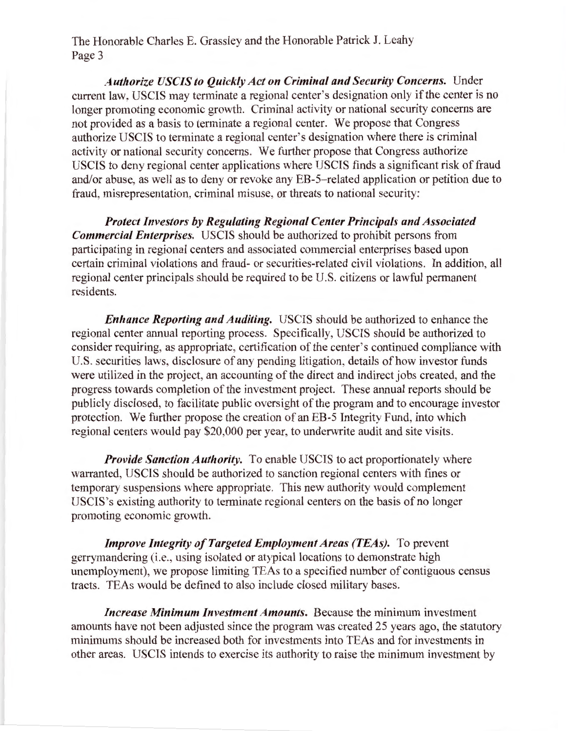*Authorize USCIS to Quickly Act on Criminal and Security Concerns.* Under current law, USCIS may terminate a regional center's designation only if the center is no longer promoting economic growth. Criminal activity or national security concerns are not provided as a basis to terminate a regional center. We propose that Congress authorize USCIS to terminate a regional center's designation where there is criminal activity or national security concerns. We further propose that Congress authorize USCIS to deny regional center applications where USCIS finds a significant risk of fraud and/or abuse, as well as to deny or revoke any EB-5–related application or petition due to fraud, misrepresentation, criminal misuse, or threats to national security:

*Protect Investors by Regulating Regional Center Principals and Associated Commercial Enterprises.* USCIS should be authorized to prohibit persons from participating in regional centers and associated commercial enterprises based upon certain criminal violations and fraud- or securities-related civil violations. In addition, all regional center principals should be required to be U.S. citizens or lawful permanent residents.

*Enhance Reporting and Auditing.* USCIS should be authorized to enhance the regional center annual reporting process. Specifically, USCIS should be authorized to consider requiring, as appropriate, certification of the center's continued compliance with U.S. securities laws, disclosure of any pending litigation, details of how investor funds were utilized in the project, an accounting of the direct and indirect jobs created, and the progress towards completion of the investment project. These annual reports should be publicly disclosed, to facilitate public oversight of the program and to encourage investor protection. We further propose the creation of an EB-5 Integrity Fund, into which regional centers would pay $20,000 per year, to underwrite audit and site visits.

*Provide Sanction Authority.* To enable USCIS to act proportionately where warranted, USCIS should be authorized to sanction regional centers with fines or temporary suspensions where appropriate. This new authority would complement USCIS's existing authority to terminate regional centers on the basis of no longer promoting economic growth.

*Improve Integrity of Targeted Employment Areas (TEAs).* To prevent gerrymandering (i.e., using isolated or atypical locations to demonstrate high unemployment), we propose limiting TEAs to a specified number of contiguous census tracts. TEAs would be defined to also include closed military bases.

*Increase Minimum Investment Amounts.* Because the minimum investment amounts have not been adjusted since the program was created 25 years ago, the statutory minimums should be increased both for investments into TEAs and for investments in other areas. USCIS intends to exercise its authority to raise the minimum investment by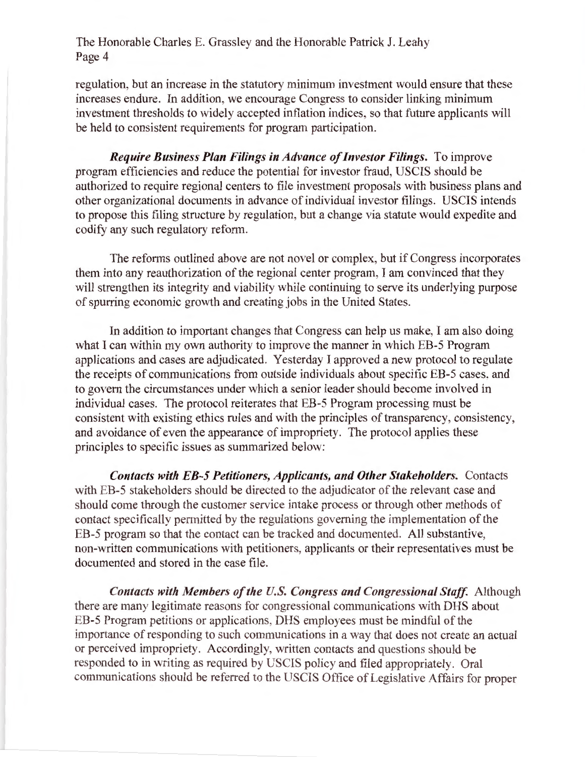regulation, but an increase in the statutory minimum investment would ensure that these increases endure. In addition, we encourage Congress to consider linking minimum investment thresholds to widely accepted inflation indices, so that future applicants will be held to consistent requirements for program participation.

***Require Business Plan Filings in Advance of Investor Filings.*** To improve program efficiencies and reduce the potential for investor fraud, USCIS should be authorized to require regional centers to file investment proposals with business plans and other organizational documents in advance of individual investor filings. USCIS intends to propose this filing structure by regulation, but a change via statute would expedite and codify any such regulatory reform.

The reforms outlined above are not novel or complex, but if Congress incorporates them into any reauthorization of the regional center program, I am convinced that they will strengthen its integrity and viability while continuing to serve its underlying purpose of spurring economic growth and creating jobs in the United States.

In addition to important changes that Congress can help us make, I am also doing what I can within my own authority to improve the manner in which EB-5 Program applications and cases are adjudicated. Yesterday I approved a new protocol to regulate the receipts of communications from outside individuals about specific EB-5 cases, and to govern the circumstances under which a senior leader should become involved in individual cases. The protocol reiterates that EB-5 Program processing must be consistent with existing ethics rules and with the principles of transparency, consistency, and avoidance of even the appearance of impropriety. The protocol applies these principles to specific issues as summarized below:

***Contacts with EB-5 Petitioners, Applicants, and Other Stakeholders.*** Contacts with EB-5 stakeholders should be directed to the adjudicator of the relevant case and should come through the customer service intake process or through other methods of contact specifically permitted by the regulations governing the implementation of the EB-5 program so that the contact can be tracked and documented. All substantive, non-written communications with petitioners, applicants or their representatives must be documented and stored in the case file.

***Contacts with Members of the U.S. Congress and Congressional Staff.*** Although there are many legitimate reasons for congressional communications with DHS about EB-5 Program petitions or applications, DHS employees must be mindful of the importance of responding to such communications in a way that does not create an actual or perceived impropriety. Accordingly, written contacts and questions should be responded to in writing as required by USCIS policy and filed appropriately. Oral communications should be referred to the USCIS Office of Legislative Affairs for proper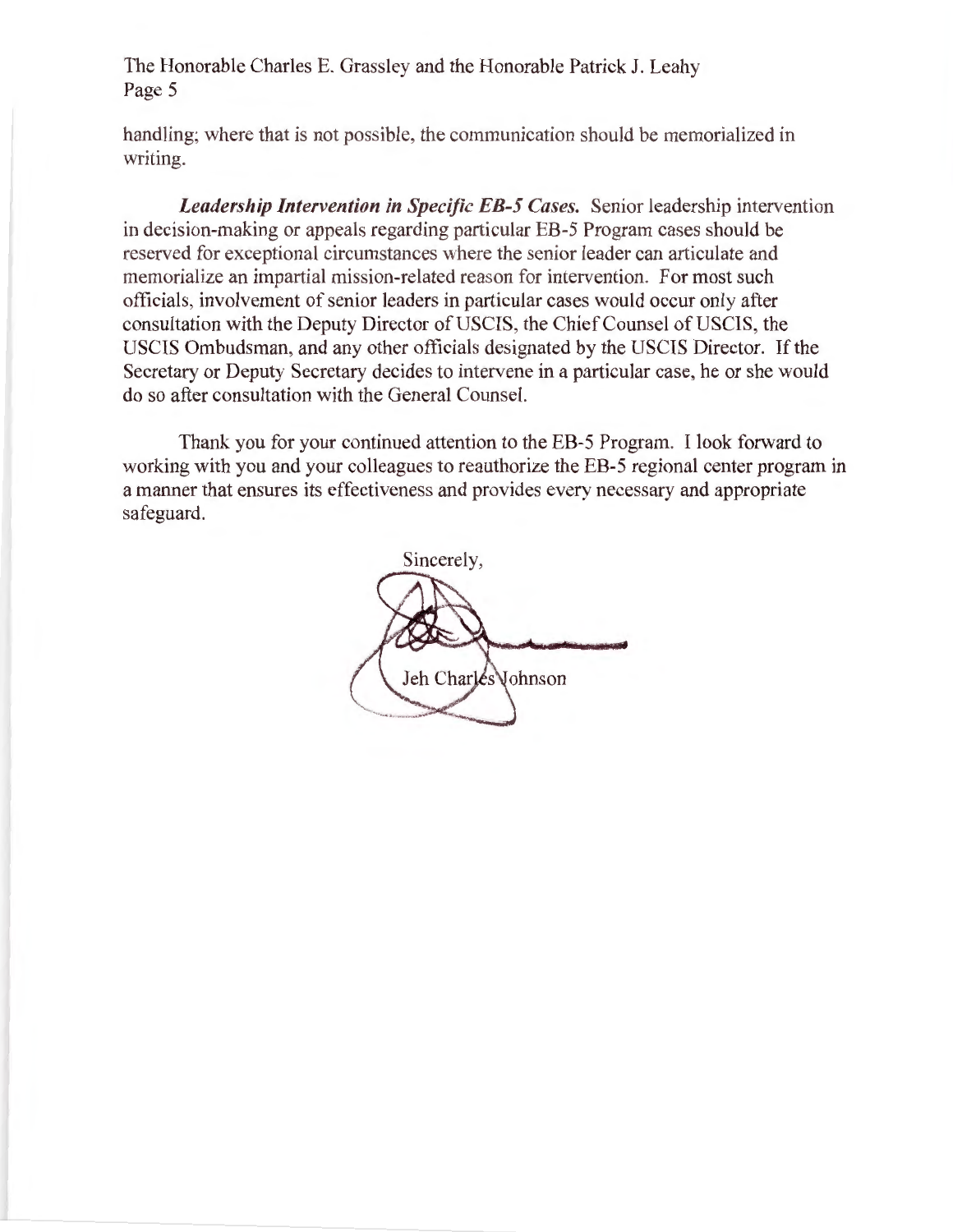handling; where that is not possible, the communication should be memorialized in writing.

***Leadership Intervention in Specific EB-5 Cases.*** Senior leadership intervention in decision-making or appeals regarding particular EB-5 Program cases should be reserved for exceptional circumstances where the senior leader can articulate and memorialize an impartial mission-related reason for intervention. For most such officials, involvement of senior leaders in particular cases would occur only after consultation with the Deputy Director of USCIS, the Chief Counsel of USCIS, the USCIS Ombudsman, and any other officials designated by the USCIS Director. If the Secretary or Deputy Secretary decides to intervene in a particular case, he or she would do so after consultation with the General Counsel.

Thank you for your continued attention to the EB-5 Program. I look forward to working with you and your colleagues to reauthorize the EB-5 regional center program in a manner that ensures its effectiveness and provides every necessary and appropriate safeguard.

Sincerely,

Jeh Charles Johnson